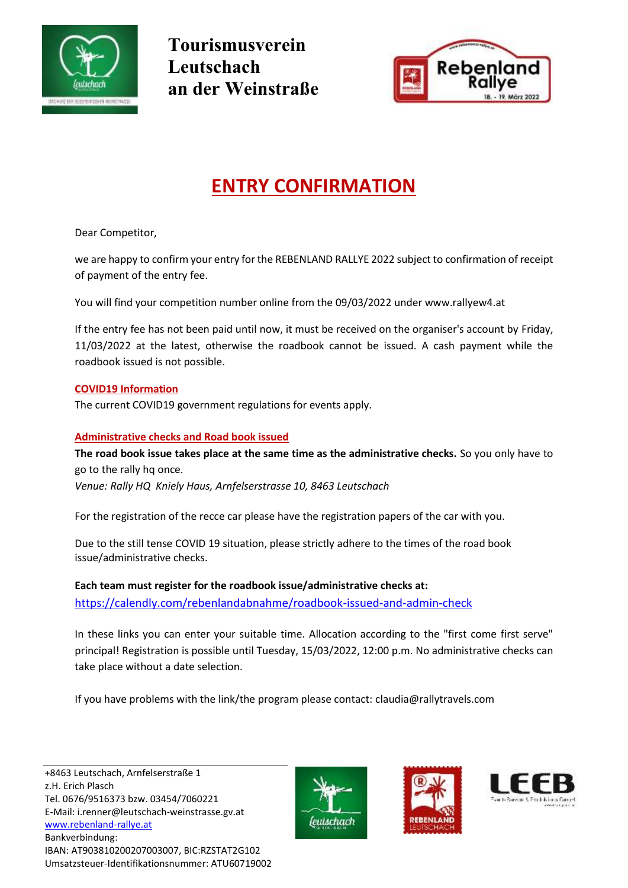**Tourismusverein Leutschach an der Weinstraße**

# ENTRY CONFIRMATION

Dear Competitor,

we are happy to confirm your entry for the REBENLAND RALLYE 2022 subject to confirmation of receipt of payment of the entry fee.

You will find your competition number online from the 09/03/2022 under www.rallyew4.at

If the entry fee has not been paid until now, it must be received on the organiser's account by Friday, 11/03/2022 at the latest, otherwise the roadbook cannot be issued. A cash payment while the roadbook issued is not possible.

## COVID19 Information

The current COVID19 government regulations for events apply.

## Administrative checks and Road book issued

**The road book issue takes place at the same time as the administrative checks.** So you only have to go to the rally hq once.

*Venue: Rally HQ Kniely Haus, Arnfelserstrasse 10, 8463 Leutschach*

For the registration of the recce car please have the registration papers of the car with you.

Due to the still tense COVID 19 situation, please strictly adhere to the times of the road book issue/administrative checks.

**Each team must register for the roadbook issue/administrative checks at:**
https://calendly.com/rebenlandabnahme/roadbook-issued-and-admin-check

In these links you can enter your suitable time. Allocation according to the "first come first serve" principal! Registration is possible until Tuesday, 15/03/2022, 12:00 p.m. No administrative checks can take place without a date selection.

If you have problems with the link/the program please contact: claudia@rallytravels.com

+8463 Leutschach, Arnfelserstraße 1
z.H. Erich Plasch
Tel. 0676/9516373 bzw. 03454/7060221
E-Mail: i.renner@leutschach-weinstrasse.gv.at
www.rebenland-rallye.at
Bankverbindung:
IBAN: AT903810200207003007, BIC:RZSTAT2G102
Umsatzsteuer-Identifikationsnummer: ATU60719002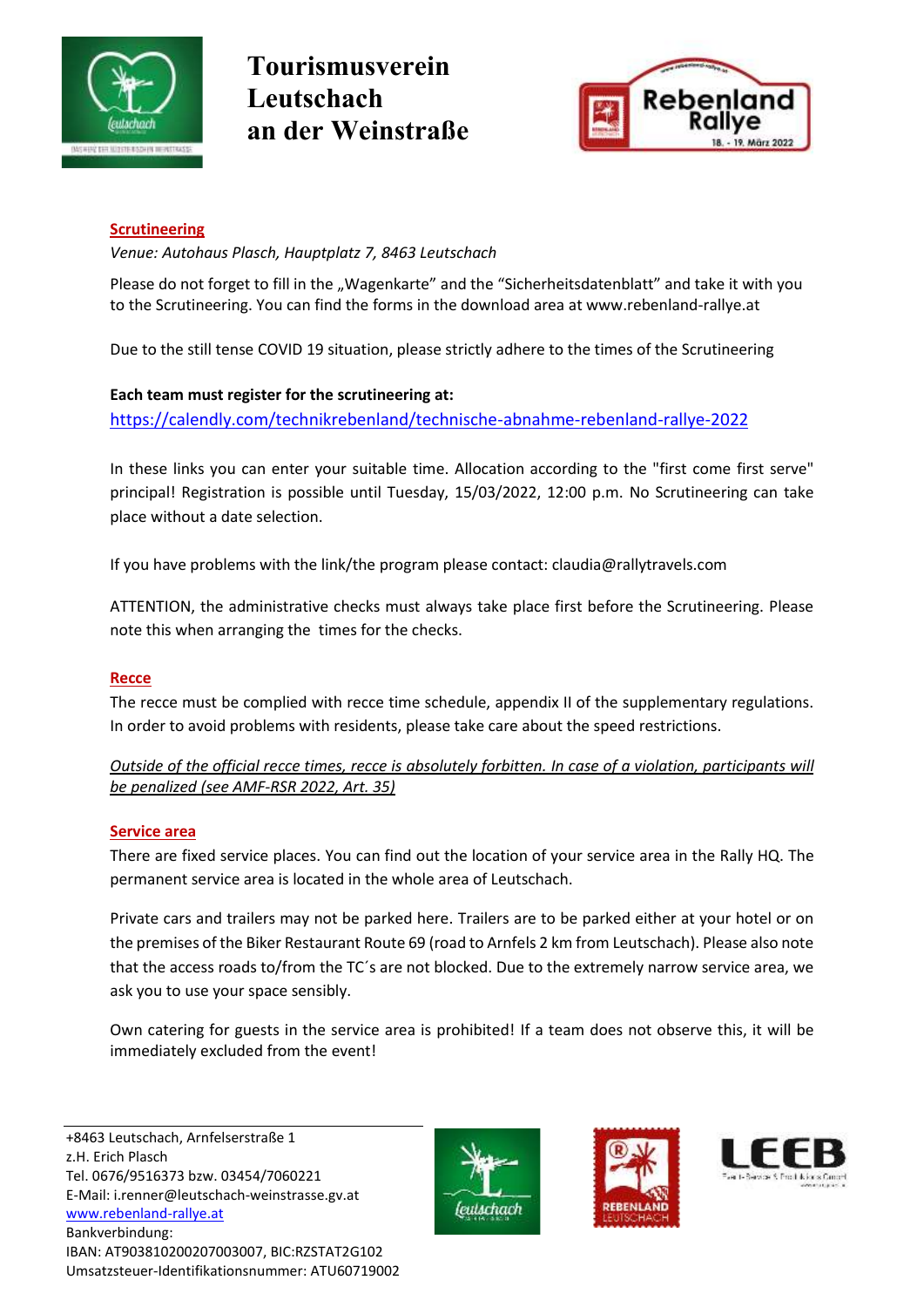## Scrutineering

*Venue: Autohaus Plasch, Hauptplatz 7, 8463 Leutschach*

Please do not forget to fill in the „Wagenkarte" and the "Sicherheitsdatenblatt" and take it with you to the Scrutineering. You can find the forms in the download area at www.rebenland-rallye.at

Due to the still tense COVID 19 situation, please strictly adhere to the times of the Scrutineering

**Each team must register for the scrutineering at:**
https://calendly.com/technikrebenland/technische-abnahme-rebenland-rallye-2022

In these links you can enter your suitable time. Allocation according to the "first come first serve" principal! Registration is possible until Tuesday, 15/03/2022, 12:00 p.m. No Scrutineering can take place without a date selection.

If you have problems with the link/the program please contact: claudia@rallytravels.com

ATTENTION, the administrative checks must always take place first before the Scrutineering. Please note this when arranging the times for the checks.

## Recce

The recce must be complied with recce time schedule, appendix II of the supplementary regulations. In order to avoid problems with residents, please take care about the speed restrictions.

*Outside of the official recce times, recce is absolutely forbitten. In case of a violation, participants will be penalized (see AMF-RSR 2022, Art. 35)*

## Service area

There are fixed service places. You can find out the location of your service area in the Rally HQ. The permanent service area is located in the whole area of Leutschach.

Private cars and trailers may not be parked here. Trailers are to be parked either at your hotel or on the premises of the Biker Restaurant Route 69 (road to Arnfels 2 km from Leutschach). Please also note that the access roads to/from the TC´s are not blocked. Due to the extremely narrow service area, we ask you to use your space sensibly.

Own catering for guests in the service area is prohibited! If a team does not observe this, it will be immediately excluded from the event!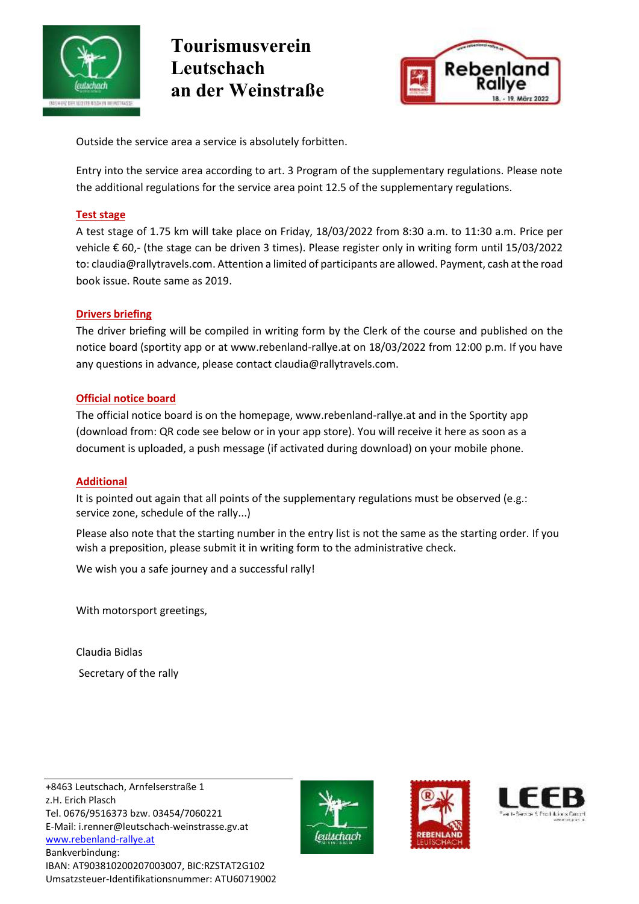# Tourismusverein Leutschach an der Weinstraße

Outside the service area a service is absolutely forbitten.

Entry into the service area according to art. 3 Program of the supplementary regulations. Please note the additional regulations for the service area point 12.5 of the supplementary regulations.

## Test stage

A test stage of 1.75 km will take place on Friday, 18/03/2022 from 8:30 a.m. to 11:30 a.m. Price per vehicle € 60,- (the stage can be driven 3 times). Please register only in writing form until 15/03/2022 to: claudia@rallytravels.com. Attention a limited of participants are allowed. Payment, cash at the road book issue. Route same as 2019.

## Drivers briefing

The driver briefing will be compiled in writing form by the Clerk of the course and published on the notice board (sportity app or at www.rebenland-rallye.at on 18/03/2022 from 12:00 p.m. If you have any questions in advance, please contact claudia@rallytravels.com.

## Official notice board

The official notice board is on the homepage, www.rebenland-rallye.at and in the Sportity app (download from: QR code see below or in your app store). You will receive it here as soon as a document is uploaded, a push message (if activated during download) on your mobile phone.

## Additional

It is pointed out again that all points of the supplementary regulations must be observed (e.g.: service zone, schedule of the rally...)

Please also note that the starting number in the entry list is not the same as the starting order. If you wish a preposition, please submit it in writing form to the administrative check.

We wish you a safe journey and a successful rally!

With motorsport greetings,

Claudia Bidlas

Secretary of the rally

+8463 Leutschach, Arnfelserstraße 1
z.H. Erich Plasch
Tel. 0676/9516373 bzw. 03454/7060221
E-Mail: i.renner@leutschach-weinstrasse.gv.at
www.rebenland-rallye.at
Bankverbindung:
IBAN: AT903810200207003007, BIC:RZSTAT2G102
Umsatzsteuer-Identifikationsnummer: ATU60719002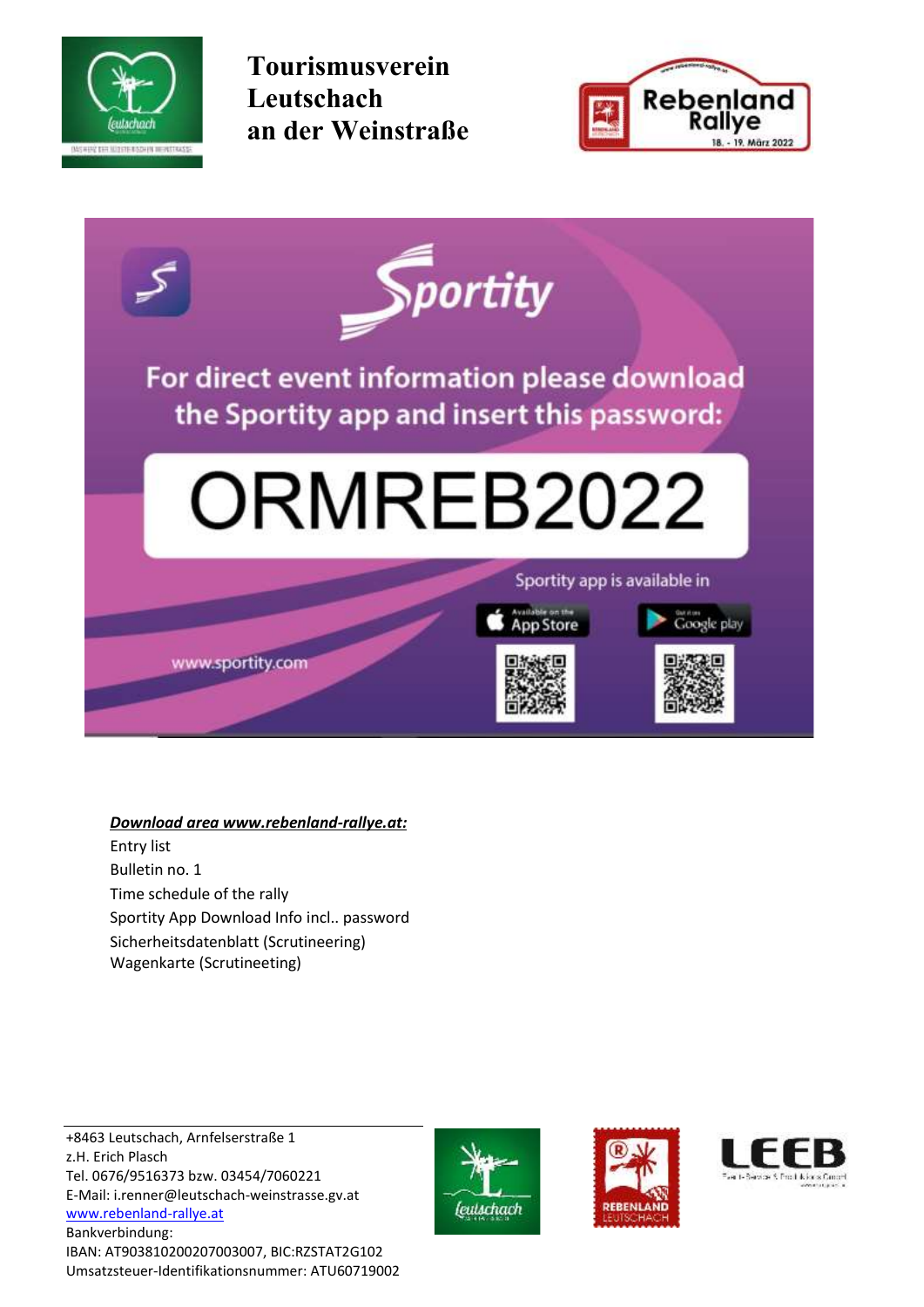# Tourismusverein Leutschach an der Weinstraße

For direct event information please download the Sportity app and insert this password:

**ORMREB2022**

Sportity app is available in

www.sportity.com

***Download area www.rebenland-rallye.at:***

Entry list
Bulletin no. 1
Time schedule of the rally
Sportity App Download Info incl.. password
Sicherheitsdatenblatt (Scrutineering)
Wagenkarte (Scrutineeting)

+8463 Leutschach, Arnfelserstraße 1
z.H. Erich Plasch
Tel. 0676/9516373 bzw. 03454/7060221
E-Mail: i.renner@leutschach-weinstrasse.gv.at
www.rebenland-rallye.at
Bankverbindung:
IBAN: AT903810200207003007, BIC:RZSTAT2G102
Umsatzsteuer-Identifikationsnummer: ATU60719002